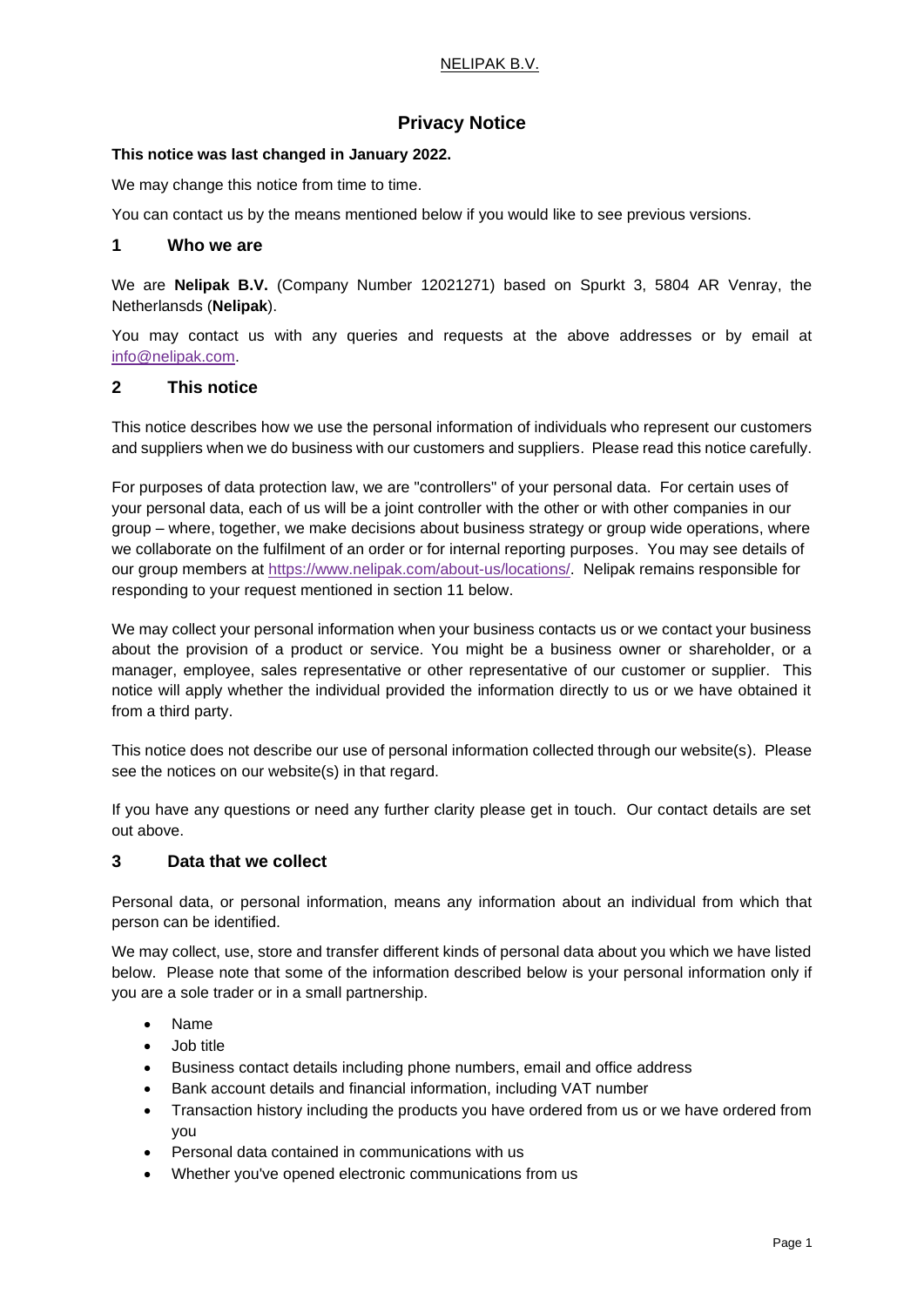NELIPAK B.V.

# Privacy Notice

**This notice was last changed in January 2022.**

We may change this notice from time to time.

You can contact us by the means mentioned below if you would like to see previous versions.

## 1 Who we are

We are **Nelipak B.V.** (Company Number 12021271) based on Spurkt 3, 5804 AR Venray, the Netherlansds (**Nelipak**).

You may contact us with any queries and requests at the above addresses or by email at info@nelipak.com.

## 2 This notice

This notice describes how we use the personal information of individuals who represent our customers and suppliers when we do business with our customers and suppliers. Please read this notice carefully.

For purposes of data protection law, we are "controllers" of your personal data. For certain uses of your personal data, each of us will be a joint controller with the other or with other companies in our group – where, together, we make decisions about business strategy or group wide operations, where we collaborate on the fulfilment of an order or for internal reporting purposes. You may see details of our group members at https://www.nelipak.com/about-us/locations/. Nelipak remains responsible for responding to your request mentioned in section 11 below.

We may collect your personal information when your business contacts us or we contact your business about the provision of a product or service. You might be a business owner or shareholder, or a manager, employee, sales representative or other representative of our customer or supplier. This notice will apply whether the individual provided the information directly to us or we have obtained it from a third party.

This notice does not describe our use of personal information collected through our website(s). Please see the notices on our website(s) in that regard.

If you have any questions or need any further clarity please get in touch. Our contact details are set out above.

## 3 Data that we collect

Personal data, or personal information, means any information about an individual from which that person can be identified.

We may collect, use, store and transfer different kinds of personal data about you which we have listed below. Please note that some of the information described below is your personal information only if you are a sole trader or in a small partnership.

- Name
- Job title
- Business contact details including phone numbers, email and office address
- Bank account details and financial information, including VAT number
- Transaction history including the products you have ordered from us or we have ordered from you
- Personal data contained in communications with us
- Whether you've opened electronic communications from us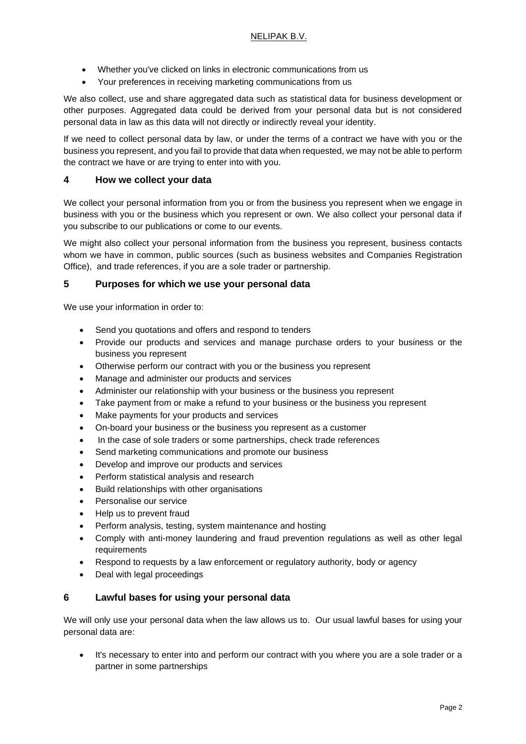- Whether you've clicked on links in electronic communications from us
- Your preferences in receiving marketing communications from us

We also collect, use and share aggregated data such as statistical data for business development or other purposes. Aggregated data could be derived from your personal data but is not considered personal data in law as this data will not directly or indirectly reveal your identity.

If we need to collect personal data by law, or under the terms of a contract we have with you or the business you represent, and you fail to provide that data when requested, we may not be able to perform the contract we have or are trying to enter into with you.

## 4 How we collect your data

We collect your personal information from you or from the business you represent when we engage in business with you or the business which you represent or own. We also collect your personal data if you subscribe to our publications or come to our events.

We might also collect your personal information from the business you represent, business contacts whom we have in common, public sources (such as business websites and Companies Registration Office), and trade references, if you are a sole trader or partnership.

## 5 Purposes for which we use your personal data

We use your information in order to:

- Send you quotations and offers and respond to tenders
- Provide our products and services and manage purchase orders to your business or the business you represent
- Otherwise perform our contract with you or the business you represent
- Manage and administer our products and services
- Administer our relationship with your business or the business you represent
- Take payment from or make a refund to your business or the business you represent
- Make payments for your products and services
- On-board your business or the business you represent as a customer
- In the case of sole traders or some partnerships, check trade references
- Send marketing communications and promote our business
- Develop and improve our products and services
- Perform statistical analysis and research
- Build relationships with other organisations
- Personalise our service
- Help us to prevent fraud
- Perform analysis, testing, system maintenance and hosting
- Comply with anti-money laundering and fraud prevention regulations as well as other legal requirements
- Respond to requests by a law enforcement or regulatory authority, body or agency
- Deal with legal proceedings

## 6 Lawful bases for using your personal data

We will only use your personal data when the law allows us to. Our usual lawful bases for using your personal data are:

- It's necessary to enter into and perform our contract with you where you are a sole trader or a partner in some partnerships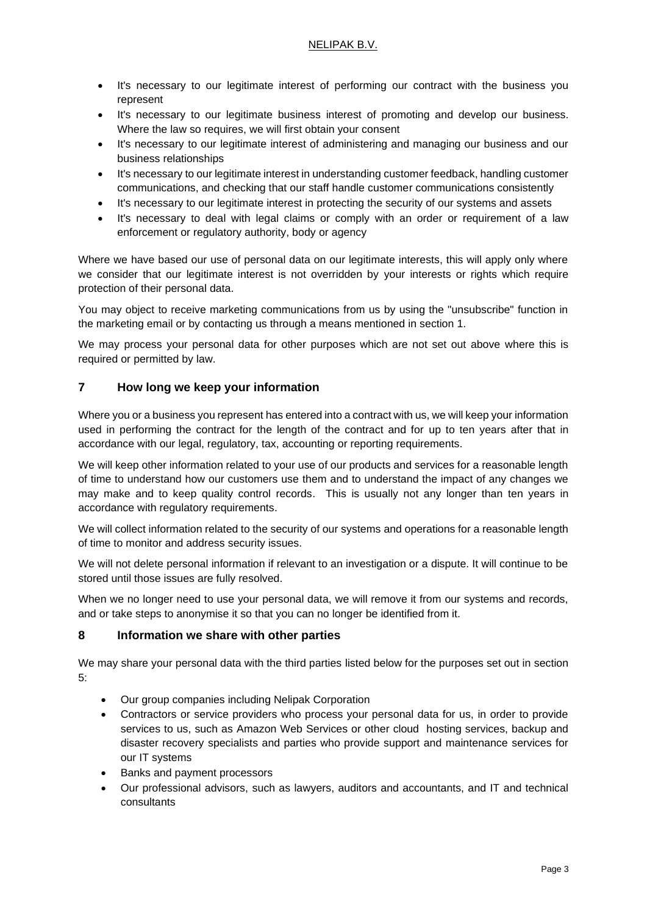- It's necessary to our legitimate interest of performing our contract with the business you represent
- It's necessary to our legitimate business interest of promoting and develop our business. Where the law so requires, we will first obtain your consent
- It's necessary to our legitimate interest of administering and managing our business and our business relationships
- It's necessary to our legitimate interest in understanding customer feedback, handling customer communications, and checking that our staff handle customer communications consistently
- It's necessary to our legitimate interest in protecting the security of our systems and assets
- It's necessary to deal with legal claims or comply with an order or requirement of a law enforcement or regulatory authority, body or agency

Where we have based our use of personal data on our legitimate interests, this will apply only where we consider that our legitimate interest is not overridden by your interests or rights which require protection of their personal data.

You may object to receive marketing communications from us by using the "unsubscribe" function in the marketing email or by contacting us through a means mentioned in section 1.

We may process your personal data for other purposes which are not set out above where this is required or permitted by law.

## 7 How long we keep your information

Where you or a business you represent has entered into a contract with us, we will keep your information used in performing the contract for the length of the contract and for up to ten years after that in accordance with our legal, regulatory, tax, accounting or reporting requirements.

We will keep other information related to your use of our products and services for a reasonable length of time to understand how our customers use them and to understand the impact of any changes we may make and to keep quality control records. This is usually not any longer than ten years in accordance with regulatory requirements.

We will collect information related to the security of our systems and operations for a reasonable length of time to monitor and address security issues.

We will not delete personal information if relevant to an investigation or a dispute. It will continue to be stored until those issues are fully resolved.

When we no longer need to use your personal data, we will remove it from our systems and records, and or take steps to anonymise it so that you can no longer be identified from it.

## 8 Information we share with other parties

We may share your personal data with the third parties listed below for the purposes set out in section 5:

- Our group companies including Nelipak Corporation
- Contractors or service providers who process your personal data for us, in order to provide services to us, such as Amazon Web Services or other cloud hosting services, backup and disaster recovery specialists and parties who provide support and maintenance services for our IT systems
- Banks and payment processors
- Our professional advisors, such as lawyers, auditors and accountants, and IT and technical consultants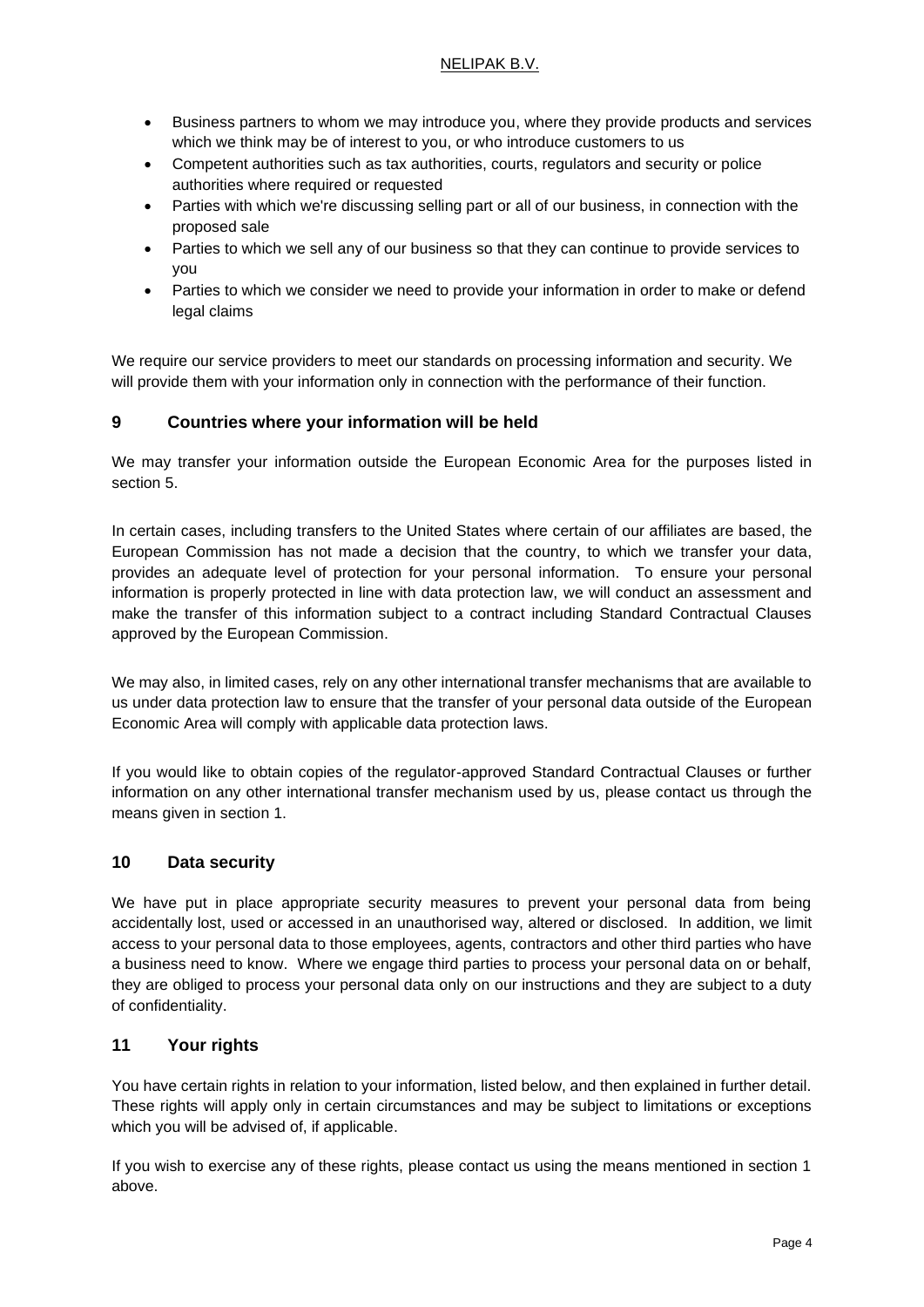- Business partners to whom we may introduce you, where they provide products and services which we think may be of interest to you, or who introduce customers to us
- Competent authorities such as tax authorities, courts, regulators and security or police authorities where required or requested
- Parties with which we're discussing selling part or all of our business, in connection with the proposed sale
- Parties to which we sell any of our business so that they can continue to provide services to you
- Parties to which we consider we need to provide your information in order to make or defend legal claims

We require our service providers to meet our standards on processing information and security. We will provide them with your information only in connection with the performance of their function.

## 9 Countries where your information will be held

We may transfer your information outside the European Economic Area for the purposes listed in section 5.

In certain cases, including transfers to the United States where certain of our affiliates are based, the European Commission has not made a decision that the country, to which we transfer your data, provides an adequate level of protection for your personal information. To ensure your personal information is properly protected in line with data protection law, we will conduct an assessment and make the transfer of this information subject to a contract including Standard Contractual Clauses approved by the European Commission.

We may also, in limited cases, rely on any other international transfer mechanisms that are available to us under data protection law to ensure that the transfer of your personal data outside of the European Economic Area will comply with applicable data protection laws.

If you would like to obtain copies of the regulator-approved Standard Contractual Clauses or further information on any other international transfer mechanism used by us, please contact us through the means given in section 1.

## 10 Data security

We have put in place appropriate security measures to prevent your personal data from being accidentally lost, used or accessed in an unauthorised way, altered or disclosed. In addition, we limit access to your personal data to those employees, agents, contractors and other third parties who have a business need to know. Where we engage third parties to process your personal data on or behalf, they are obliged to process your personal data only on our instructions and they are subject to a duty of confidentiality.

## 11 Your rights

You have certain rights in relation to your information, listed below, and then explained in further detail. These rights will apply only in certain circumstances and may be subject to limitations or exceptions which you will be advised of, if applicable.

If you wish to exercise any of these rights, please contact us using the means mentioned in section 1 above.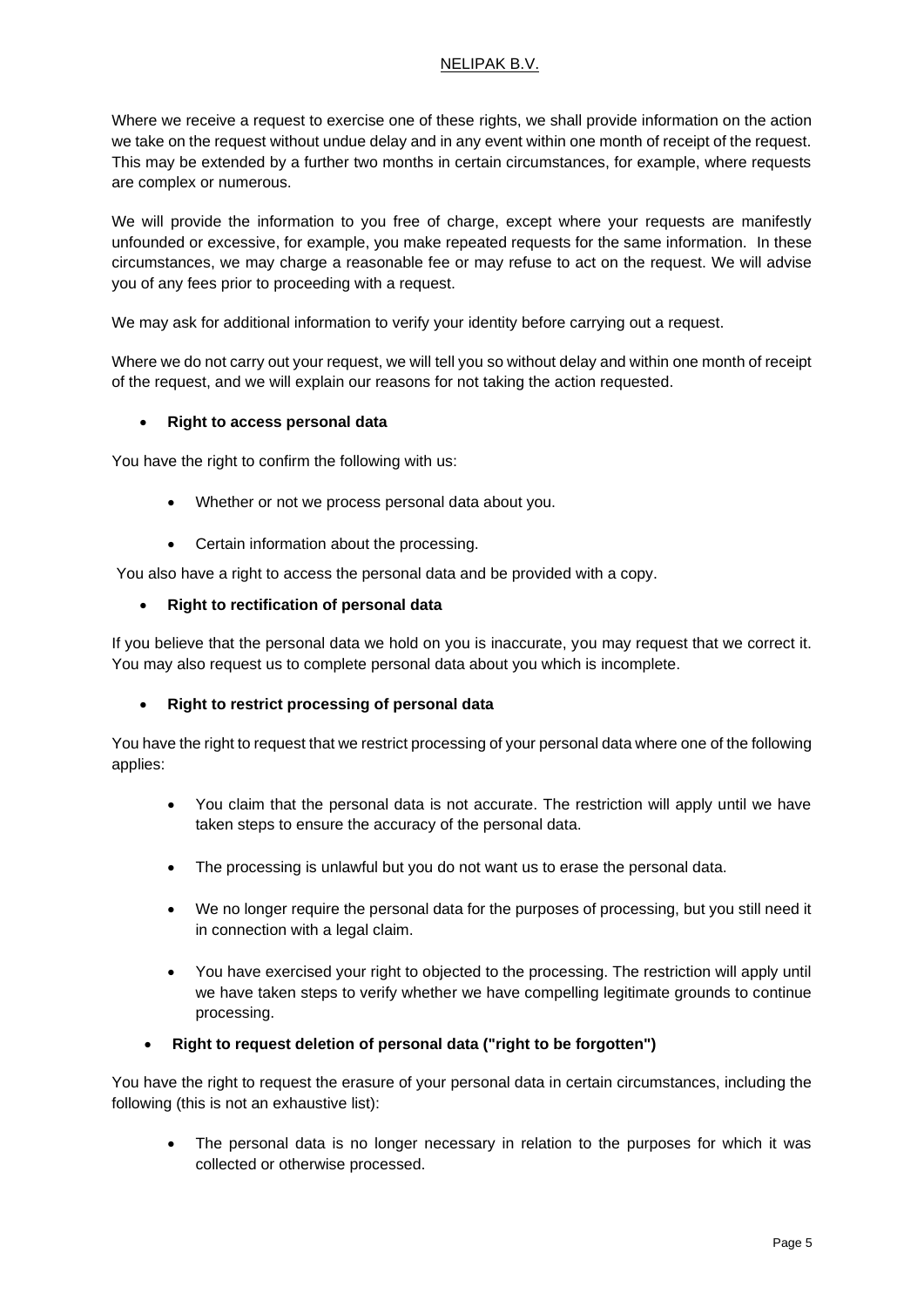Where we receive a request to exercise one of these rights, we shall provide information on the action we take on the request without undue delay and in any event within one month of receipt of the request. This may be extended by a further two months in certain circumstances, for example, where requests are complex or numerous.

We will provide the information to you free of charge, except where your requests are manifestly unfounded or excessive, for example, you make repeated requests for the same information. In these circumstances, we may charge a reasonable fee or may refuse to act on the request. We will advise you of any fees prior to proceeding with a request.

We may ask for additional information to verify your identity before carrying out a request.

Where we do not carry out your request, we will tell you so without delay and within one month of receipt of the request, and we will explain our reasons for not taking the action requested.

- **Right to access personal data**

You have the right to confirm the following with us:

- Whether or not we process personal data about you.
- Certain information about the processing.

You also have a right to access the personal data and be provided with a copy.

- **Right to rectification of personal data**

If you believe that the personal data we hold on you is inaccurate, you may request that we correct it. You may also request us to complete personal data about you which is incomplete.

- **Right to restrict processing of personal data**

You have the right to request that we restrict processing of your personal data where one of the following applies:

- You claim that the personal data is not accurate. The restriction will apply until we have taken steps to ensure the accuracy of the personal data.
- The processing is unlawful but you do not want us to erase the personal data.
- We no longer require the personal data for the purposes of processing, but you still need it in connection with a legal claim.
- You have exercised your right to objected to the processing. The restriction will apply until we have taken steps to verify whether we have compelling legitimate grounds to continue processing.

- **Right to request deletion of personal data ("right to be forgotten")**

You have the right to request the erasure of your personal data in certain circumstances, including the following (this is not an exhaustive list):

- The personal data is no longer necessary in relation to the purposes for which it was collected or otherwise processed.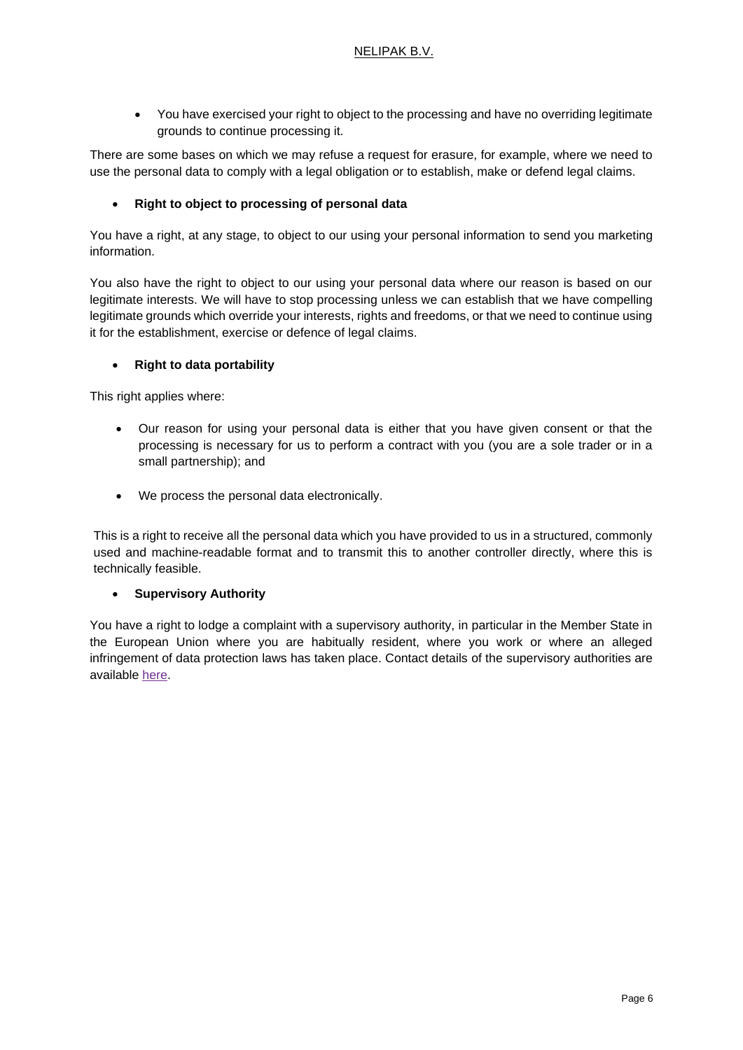- You have exercised your right to object to the processing and have no overriding legitimate grounds to continue processing it.

There are some bases on which we may refuse a request for erasure, for example, where we need to use the personal data to comply with a legal obligation or to establish, make or defend legal claims.

- **Right to object to processing of personal data**

You have a right, at any stage, to object to our using your personal information to send you marketing information.

You also have the right to object to our using your personal data where our reason is based on our legitimate interests. We will have to stop processing unless we can establish that we have compelling legitimate grounds which override your interests, rights and freedoms, or that we need to continue using it for the establishment, exercise or defence of legal claims.

- **Right to data portability**

This right applies where:

- Our reason for using your personal data is either that you have given consent or that the processing is necessary for us to perform a contract with you (you are a sole trader or in a small partnership); and
- We process the personal data electronically.

This is a right to receive all the personal data which you have provided to us in a structured, commonly used and machine-readable format and to transmit this to another controller directly, where this is technically feasible.

- **Supervisory Authority**

You have a right to lodge a complaint with a supervisory authority, in particular in the Member State in the European Union where you are habitually resident, where you work or where an alleged infringement of data protection laws has taken place. Contact details of the supervisory authorities are available here.